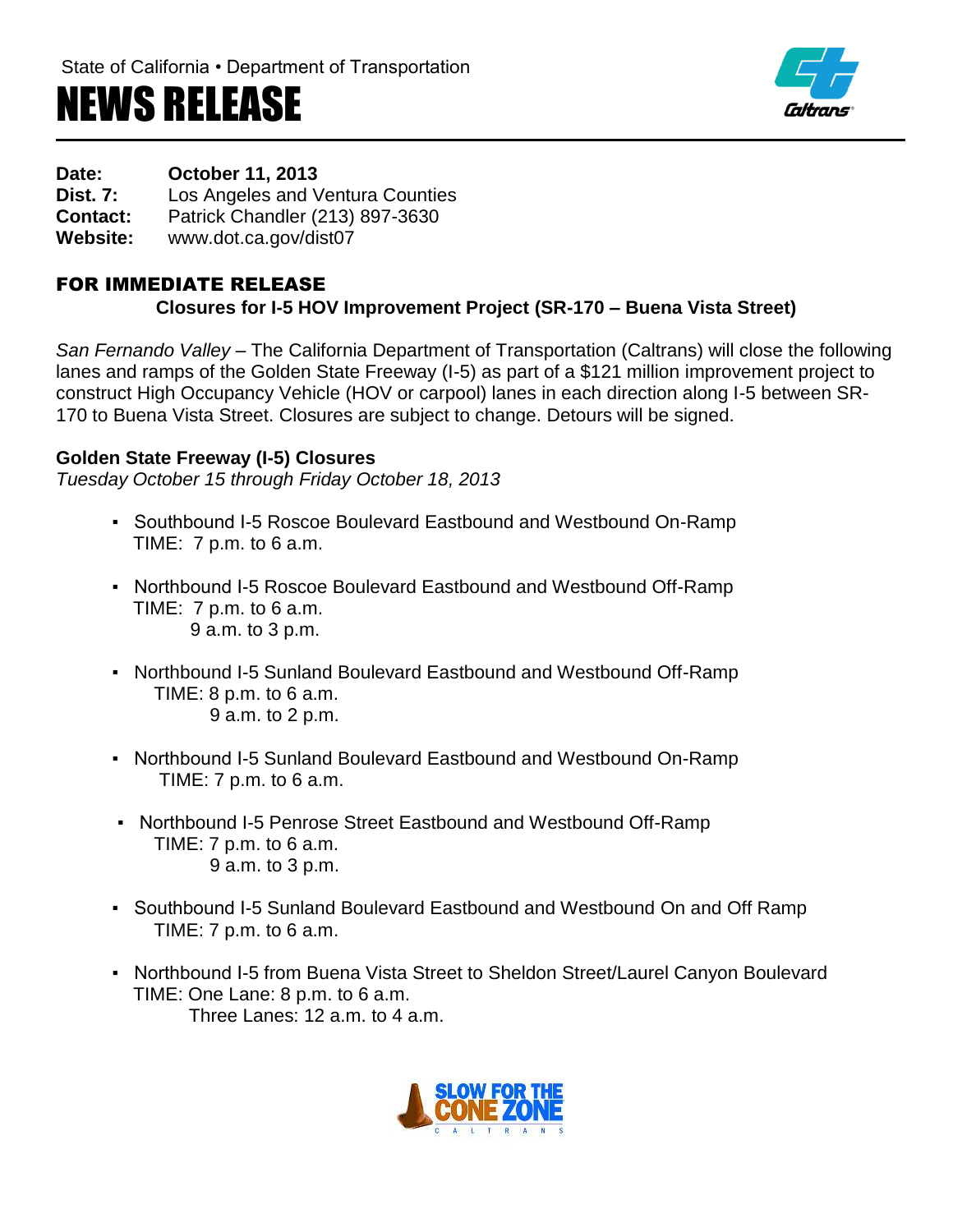State of California • Department of Transportation

# NEWS RELEASE

**Date:** **October 11, 2013**
**Dist. 7:** Los Angeles and Ventura Counties
**Contact:** Patrick Chandler (213) 897-3630
**Website:** www.dot.ca.gov/dist07

## FOR IMMEDIATE RELEASE

**Closures for I-5 HOV Improvement Project (SR-170 – Buena Vista Street)**

*San Fernando Valley* – The California Department of Transportation (Caltrans) will close the following lanes and ramps of the Golden State Freeway (I-5) as part of a $121 million improvement project to construct High Occupancy Vehicle (HOV or carpool) lanes in each direction along I-5 between SR-170 to Buena Vista Street. Closures are subject to change. Detours will be signed.

**Golden State Freeway (I-5) Closures**
*Tuesday October 15 through Friday October 18, 2013*

- Southbound I-5 Roscoe Boulevard Eastbound and Westbound On-Ramp
  TIME: 7 p.m. to 6 a.m.

- Northbound I-5 Roscoe Boulevard Eastbound and Westbound Off-Ramp
  TIME: 7 p.m. to 6 a.m.
  9 a.m. to 3 p.m.

- Northbound I-5 Sunland Boulevard Eastbound and Westbound Off-Ramp
  TIME: 8 p.m. to 6 a.m.
  9 a.m. to 2 p.m.

- Northbound I-5 Sunland Boulevard Eastbound and Westbound On-Ramp
  TIME: 7 p.m. to 6 a.m.

- Northbound I-5 Penrose Street Eastbound and Westbound Off-Ramp
  TIME: 7 p.m. to 6 a.m.
  9 a.m. to 3 p.m.

- Southbound I-5 Sunland Boulevard Eastbound and Westbound On and Off Ramp
  TIME: 7 p.m. to 6 a.m.

- Northbound I-5 from Buena Vista Street to Sheldon Street/Laurel Canyon Boulevard
  TIME: One Lane: 8 p.m. to 6 a.m.
  Three Lanes: 12 a.m. to 4 a.m.

SLOW FOR THE CONE ZONE
CALTRANS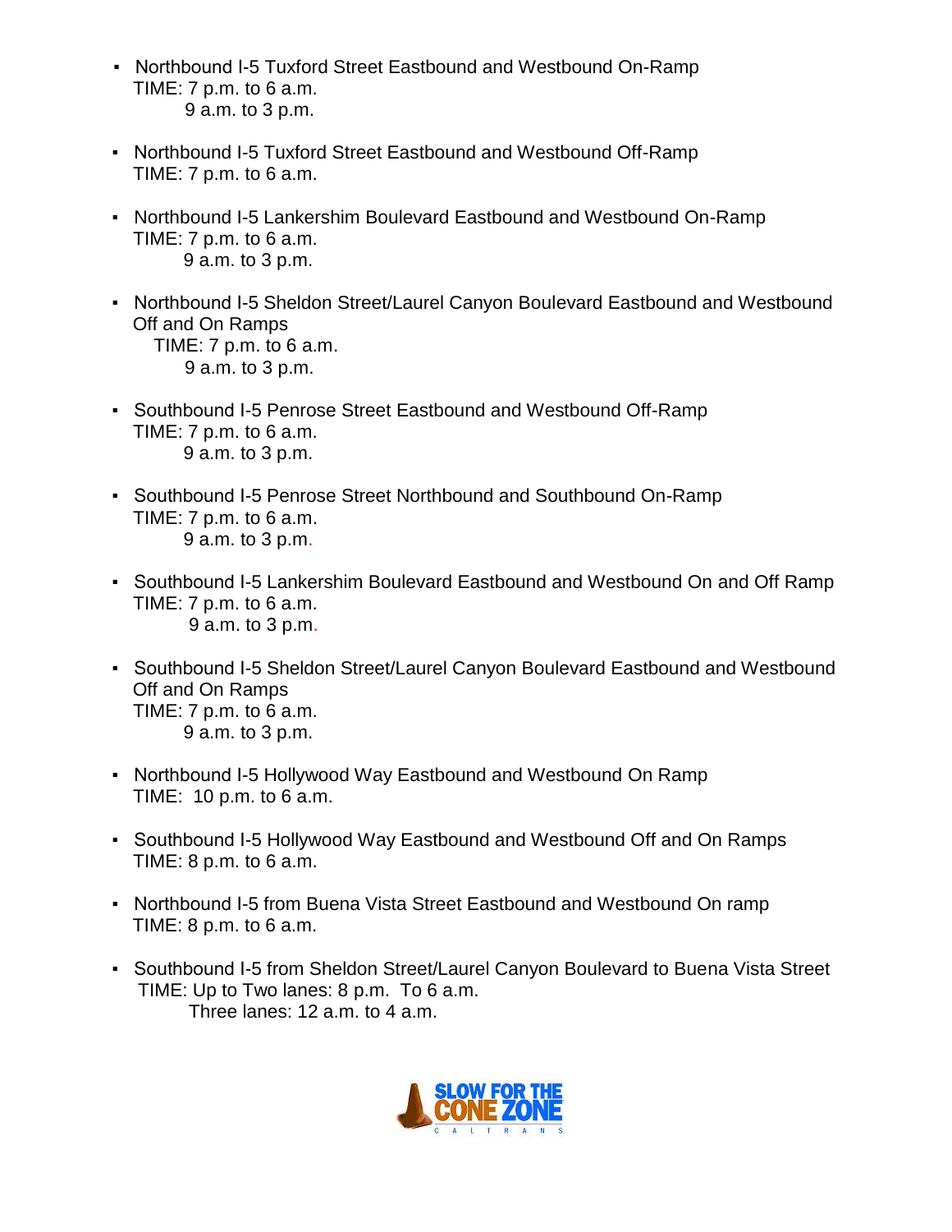- Northbound I-5 Tuxford Street Eastbound and Westbound On-Ramp
  TIME: 7 p.m. to 6 a.m.
  9 a.m. to 3 p.m.

- Northbound I-5 Tuxford Street Eastbound and Westbound Off-Ramp
  TIME: 7 p.m. to 6 a.m.

- Northbound I-5 Lankershim Boulevard Eastbound and Westbound On-Ramp
  TIME: 7 p.m. to 6 a.m.
  9 a.m. to 3 p.m.

- Northbound I-5 Sheldon Street/Laurel Canyon Boulevard Eastbound and Westbound Off and On Ramps
  TIME: 7 p.m. to 6 a.m.
  9 a.m. to 3 p.m.

- Southbound I-5 Penrose Street Eastbound and Westbound Off-Ramp
  TIME: 7 p.m. to 6 a.m.
  9 a.m. to 3 p.m.

- Southbound I-5 Penrose Street Northbound and Southbound On-Ramp
  TIME: 7 p.m. to 6 a.m.
  9 a.m. to 3 p.m.

- Southbound I-5 Lankershim Boulevard Eastbound and Westbound On and Off Ramp
  TIME: 7 p.m. to 6 a.m.
  9 a.m. to 3 p.m.

- Southbound I-5 Sheldon Street/Laurel Canyon Boulevard Eastbound and Westbound Off and On Ramps
  TIME: 7 p.m. to 6 a.m.
  9 a.m. to 3 p.m.

- Northbound I-5 Hollywood Way Eastbound and Westbound On Ramp
  TIME: 10 p.m. to 6 a.m.

- Southbound I-5 Hollywood Way Eastbound and Westbound Off and On Ramps
  TIME: 8 p.m. to 6 a.m.

- Northbound I-5 from Buena Vista Street Eastbound and Westbound On ramp
  TIME: 8 p.m. to 6 a.m.

- Southbound I-5 from Sheldon Street/Laurel Canyon Boulevard to Buena Vista Street
  TIME: Up to Two lanes: 8 p.m. To 6 a.m.
  Three lanes: 12 a.m. to 4 a.m.

SLOW FOR THE CONE ZONE
CALTRANS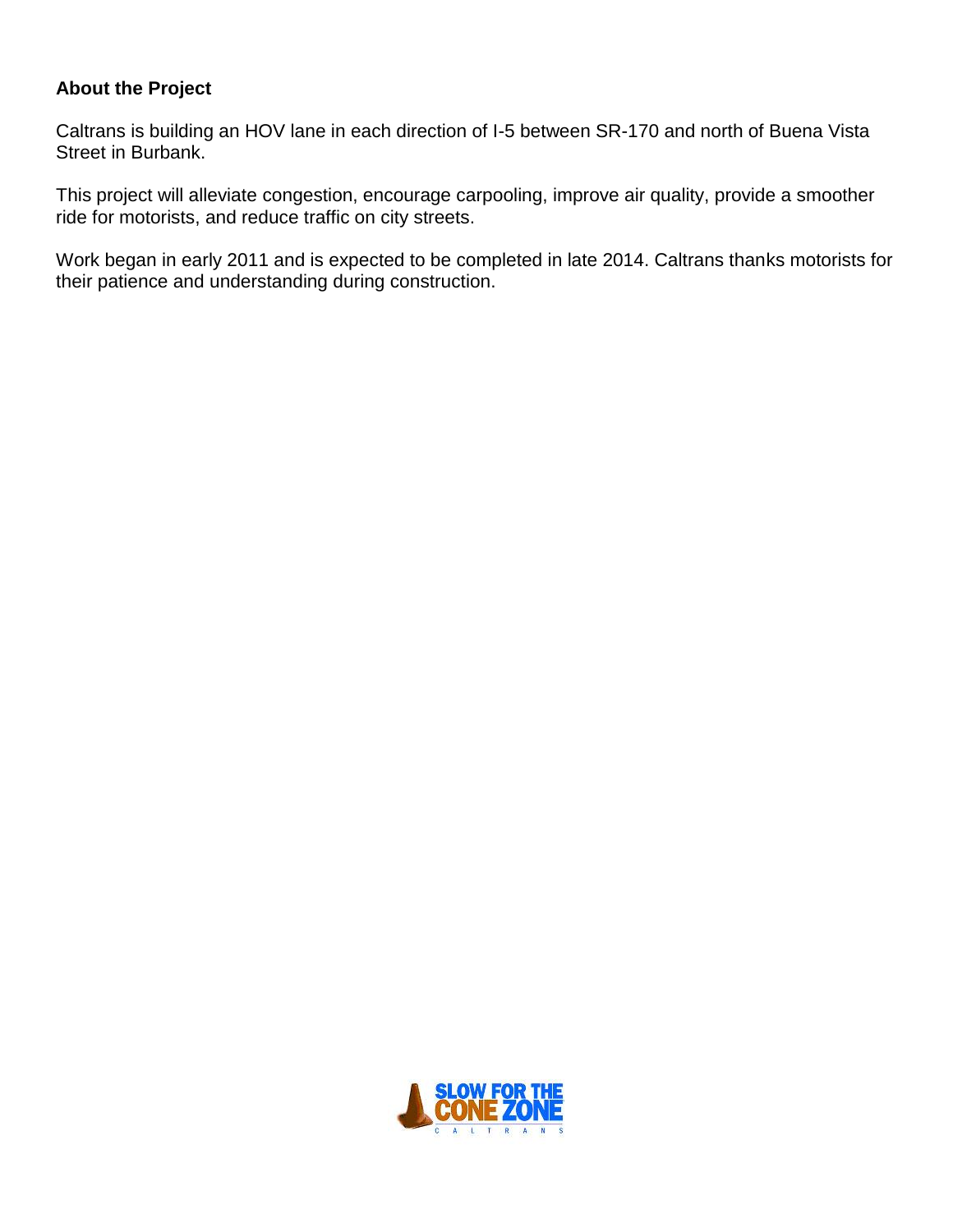**About the Project**

Caltrans is building an HOV lane in each direction of I-5 between SR-170 and north of Buena Vista Street in Burbank.

This project will alleviate congestion, encourage carpooling, improve air quality, provide a smoother ride for motorists, and reduce traffic on city streets.

Work began in early 2011 and is expected to be completed in late 2014. Caltrans thanks motorists for their patience and understanding during construction.